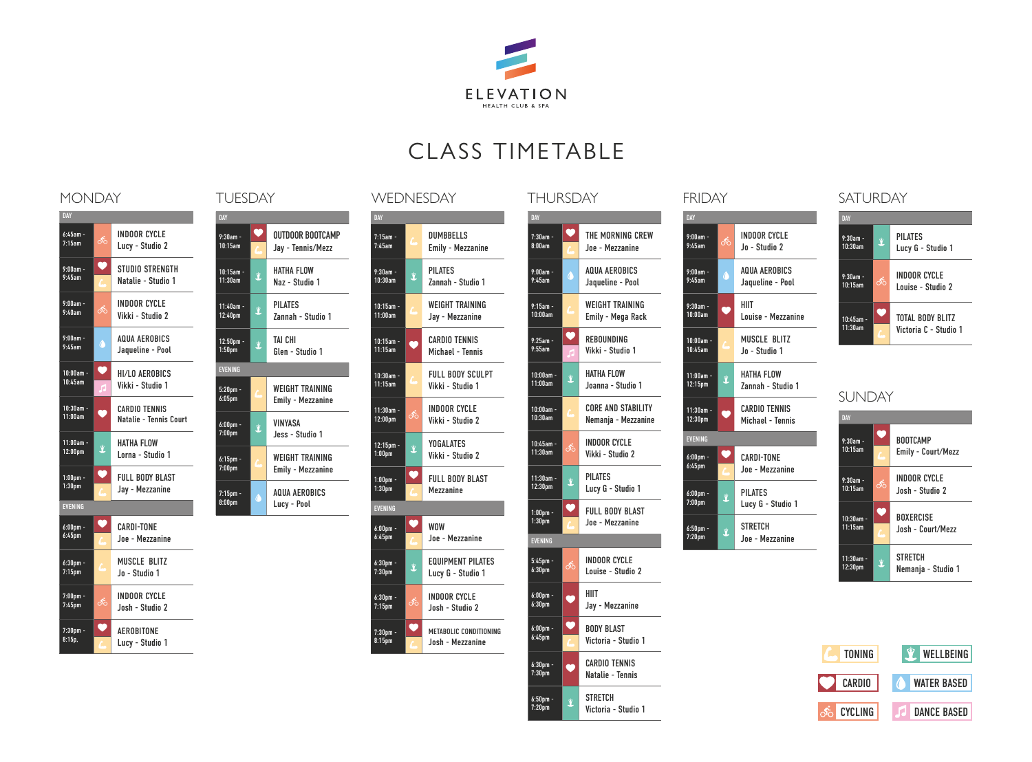ELEVATION
HEALTH CLUB & SPA

# CLASS TIMETABLE

## MONDAY

**DAY**

| Time | Type | Class | Instructor - Location |
|---|---|---|---|
| 6:45am - 7:15am | Cycling | INDOOR CYCLE | Lucy - Studio 2 |
| 9:00am - 9:45am | Cardio / Toning | STUDIO STRENGTH | Natalie - Studio 1 |
| 9:00am - 9:40am | Cycling | INDOOR CYCLE | Vikki - Studio 2 |
| 9:00am - 9:45am | Water Based | AQUA AEROBICS | Jaqueline - Pool |
| 10:00am - 10:45am | Cardio / Dance Based | HI/LO AEROBICS | Vikki - Studio 1 |
| 10:30am - 11:00am | Cardio | CARDIO TENNIS | Natalie - Tennis Court |
| 11:00am - 12:00pm | Wellbeing | HATHA FLOW | Lorna - Studio 1 |
| 1:00pm - 1:30pm | Cardio / Toning | FULL BODY BLAST | Jay - Mezzanine |

**EVENING**

| Time | Type | Class | Instructor - Location |
|---|---|---|---|
| 6:00pm - 6:45pm | Cardio / Toning | CARDI-TONE | Joe - Mezzanine |
| 6:30pm - 7:15pm | Toning | MUSCLE BLITZ | Jo - Studio 1 |
| 7:00pm - 7:45pm | Cycling | INDOOR CYCLE | Josh - Studio 2 |
| 7:30pm - 8:15p. | Cardio / Toning | AEROBITONE | Lucy - Studio 1 |

## TUESDAY

**DAY**

| Time | Type | Class | Instructor - Location |
|---|---|---|---|
| 9:30am - 10:15am | Cardio / Toning | OUTDOOR BOOTCAMP | Jay - Tennis/Mezz |
| 10:15am - 11:30am | Wellbeing | HATHA FLOW | Naz - Studio 1 |
| 11:40am - 12:40pm | Wellbeing | PILATES | Zannah - Studio 1 |
| 12:50pm - 1:50pm | Wellbeing | TAI CHI | Glen - Studio 1 |

**EVENING**

| Time | Type | Class | Instructor - Location |
|---|---|---|---|
| 5:20pm - 6:05pm | Toning | WEIGHT TRAINING | Emily - Mezzanine |
| 6:00pm - 7:00pm | Wellbeing | VINYASA | Jess - Studio 1 |
| 6:15pm - 7:00pm | Toning | WEIGHT TRAINING | Emily - Mezzanine |
| 7:15pm - 8:00pm | Water Based | AQUA AEROBICS | Lucy - Pool |

## WEDNESDAY

**DAY**

| Time | Type | Class | Instructor - Location |
|---|---|---|---|
| 7:15am - 7:45am | Toning | DUMBBELLS | Emily - Mezzanine |
| 9:30am - 10:30am | Wellbeing | PILATES | Zannah - Studio 1 |
| 10:15am - 11:00am | Toning | WEIGHT TRAINING | Jay - Mezzanine |
| 10:15am - 11:15am | Cardio | CARDIO TENNIS | Michael - Tennis |
| 10:30am - 11:15am | Toning | FULL BODY SCULPT | Vikki - Studio 1 |
| 11:30am - 12:00pm | Cycling | INDOOR CYCLE | Vikki - Studio 2 |
| 12:15pm - 1:00pm | Wellbeing | YOGALATES | Vikki - Studio 2 |
| 1:00pm - 1:30pm | Cardio / Toning | FULL BODY BLAST | Mezzanine |

**EVENING**

| Time | Type | Class | Instructor - Location |
|---|---|---|---|
| 6:00pm - 6:45pm | Cardio / Toning | WOW | Joe - Mezzanine |
| 6:30pm - 7:30pm | Wellbeing | EQUIPMENT PILATES | Lucy G - Studio 1 |
| 6:30pm - 7:15pm | Cycling | INDOOR CYCLE | Josh - Studio 2 |
| 7:30pm - 8:15pm | Cardio / Toning | METABOLIC CONDITIONING | Josh - Mezzanine |

## THURSDAY

**DAY**

| Time | Type | Class | Instructor - Location |
|---|---|---|---|
| 7:30am - 8:00am | Cardio / Toning | THE MORNING CREW | Joe - Mezzanine |
| 9:00am - 9:45am | Water Based | AQUA AEROBICS | Jaqueline - Pool |
| 9:15am - 10:00am | Toning | WEIGHT TRAINING | Emily - Mega Rack |
| 9:25am - 9:55am | Cardio / Dance Based | REBOUNDING | Vikki - Studio 1 |
| 10:00am - 11:00am | Wellbeing | HATHA FLOW | Joanna - Studio 1 |
| 10:00am - 10:30am | Toning | CORE AND STABILITY | Nemanja - Mezzanine |
| 10:45am - 11:30am | Cycling | INDOOR CYCLE | Vikki - Studio 2 |
| 11:30am - 12:30pm | Wellbeing | PILATES | Lucy G - Studio 1 |
| 1:00pm - 1:30pm | Cardio / Toning | FULL BODY BLAST | Joe - Mezzanine |

**EVENING**

| Time | Type | Class | Instructor - Location |
|---|---|---|---|
| 5:45pm - 6:30pm | Cycling | INDOOR CYCLE | Louise - Studio 2 |
| 6:00pm - 6:30pm | Cardio | HIIT | Jay - Mezzanine |
| 6:00pm - 6:45pm | Cardio / Toning | BODY BLAST | Victoria - Studio 1 |
| 6:30pm - 7:30pm | Cardio | CARDIO TENNIS | Natalie - Tennis |
| 6:50pm - 7:20pm | Wellbeing | STRETCH | Victoria C - Studio 1 |

## FRIDAY

**DAY**

| Time | Type | Class | Instructor - Location |
|---|---|---|---|
| 9:00am - 9:45am | Cycling | INDOOR CYCLE | Jo - Studio 2 |
| 9:00am - 9:45am | Water Based | AQUA AEROBICS | Jaqueline - Pool |
| 9:30am - 10:00am | Cardio | HIIT | Louise - Mezzanine |
| 10:00am - 10:45am | Toning | MUSCLE BLITZ | Jo - Studio 1 |
| 11:00am - 12:15pm | Wellbeing | HATHA FLOW | Zannah - Studio 1 |
| 11:30am - 12:30pm | Cardio | CARDIO TENNIS | Michael - Tennis |

**EVENING**

| Time | Type | Class | Instructor - Location |
|---|---|---|---|
| 6:00pm - 6:45pm | Cardio / Toning | CARDI-TONE | Joe - Mezzanine |
| 6:00pm - 7:00pm | Wellbeing | PILATES | Lucy G - Studio 1 |
| 6:50pm - 7:20pm | Wellbeing | STRETCH | Joe - Mezzanine |

## SATURDAY

**DAY**

| Time | Type | Class | Instructor - Location |
|---|---|---|---|
| 9:30am - 10:30am | Wellbeing | PILATES | Lucy G - Studio 1 |
| 9:30am - 10:15am | Cycling | INDOOR CYCLE | Louise - Studio 2 |
| 10:45am - 11:30am | Cardio / Toning | TOTAL BODY BLITZ | Victoria C - Studio 1 |

## SUNDAY

**DAY**

| Time | Type | Class | Instructor - Location |
|---|---|---|---|
| 9:30am - 10:15am | Cardio / Toning | BOOTCAMP | Emily - Court/Mezz |
| 9:30am - 10:15am | Cycling | INDOOR CYCLE | Josh - Studio 2 |
| 10:30am - 11:15am | Cardio / Toning | BOXERCISE | Josh - Court/Mezz |
| 11:30am - 12:30pm | Wellbeing | STRETCH | Nemanja - Studio 1 |

**Key:** TONING · WELLBEING · CARDIO · WATER BASED · CYCLING · DANCE BASED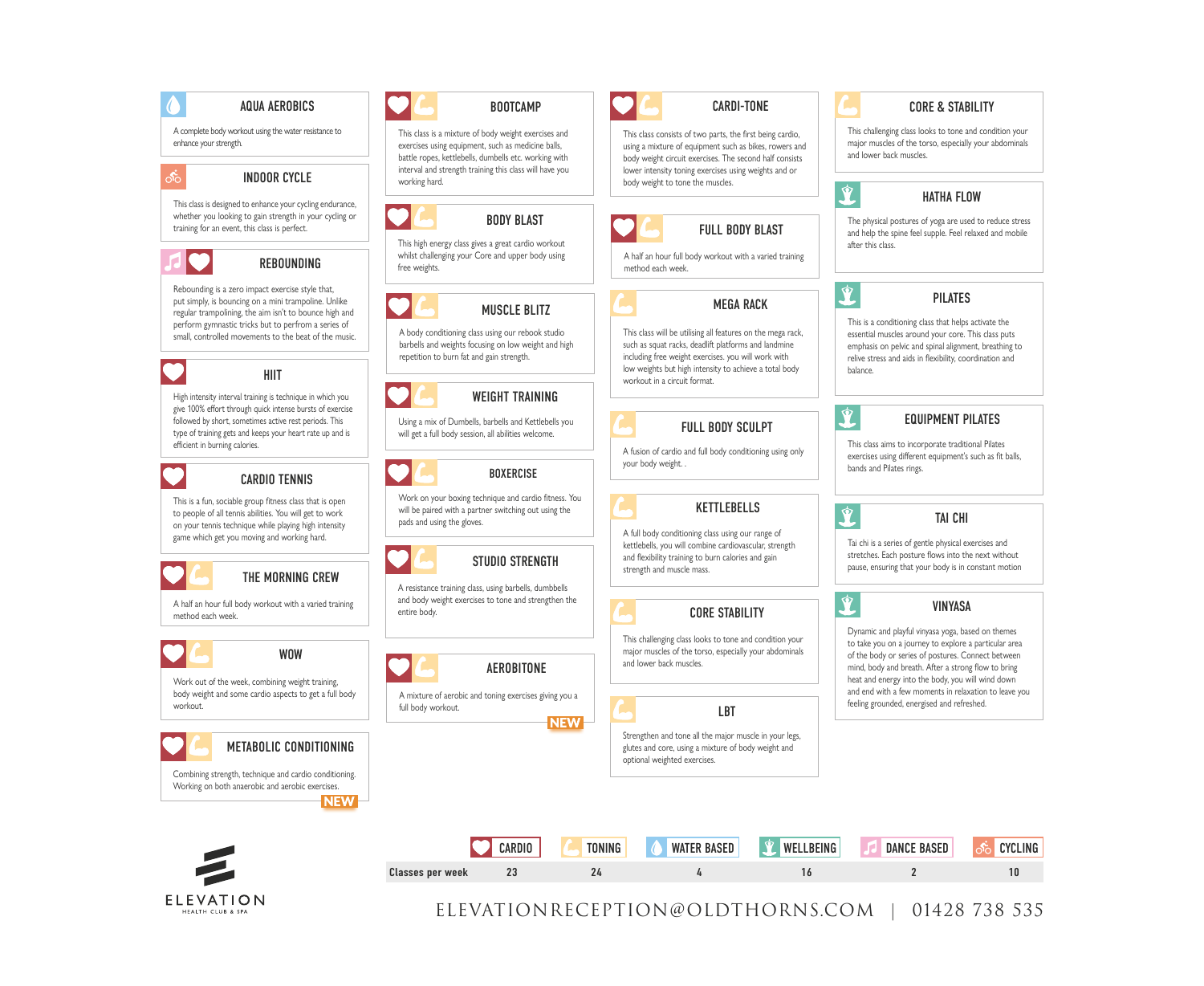### AQUA AEROBICS

A complete body workout using the water resistance to enhance your strength.

### INDOOR CYCLE

This class is designed to enhance your cycling endurance, whether you looking to gain strength in your cycling or training for an event, this class is perfect.

### REBOUNDING

Rebounding is a zero impact exercise style that, put simply, is bouncing on a mini trampoline. Unlike regular trampolining, the aim isn't to bounce high and perform gymnastic tricks but to perfrom a series of small, controlled movements to the beat of the music.

### HIIT

High intensity interval training is technique in which you give 100% effort through quick intense bursts of exercise followed by short, sometimes active rest periods. This type of training gets and keeps your heart rate up and is efficient in burning calories.

### CARDIO TENNIS

This is a fun, sociable group fitness class that is open to people of all tennis abilities. You will get to work on your tennis technique while playing high intensity game which get you moving and working hard.

### THE MORNING CREW

A half an hour full body workout with a varied training method each week.

### WOW

Work out of the week, combining weight training, body weight and some cardio aspects to get a full body workout.

### METABOLIC CONDITIONING

Combining strength, technique and cardio conditioning. Working on both anaerobic and aerobic exercises.

NEW

### BOOTCAMP

This class is a mixture of body weight exercises and exercises using equipment, such as medicine balls, battle ropes, kettlebells, dumbells etc. working with interval and strength training this class will have you working hard.

### BODY BLAST

This high energy class gives a great cardio workout whilst challenging your Core and upper body using free weights.

### MUSCLE BLITZ

A body conditioning class using our rebook studio barbells and weights focusing on low weight and high repetition to burn fat and gain strength.

### WEIGHT TRAINING

Using a mix of Dumbells, barbells and Kettlebells you will get a full body session, all abilities welcome.

### BOXERCISE

Work on your boxing technique and cardio fitness. You will be paired with a partner switching out using the pads and using the gloves.

### STUDIO STRENGTH

A resistance training class, using barbells, dumbbells and body weight exercises to tone and strengthen the entire body.

### AEROBITONE

A mixture of aerobic and toning exercises giving you a full body workout.

NEW

### CARDI-TONE

This class consists of two parts, the first being cardio, using a mixture of equipment such as bikes, rowers and body weight circuit exercises. The second half consists lower intensity toning exercises using weights and or body weight to tone the muscles.

### FULL BODY BLAST

A half an hour full body workout with a varied training method each week.

### MEGA RACK

This class will be utilising all features on the mega rack, such as squat racks, deadlift platforms and landmine including free weight exercises. you will work with low weights but high intensity to achieve a total body workout in a circuit format.

### FULL BODY SCULPT

A fusion of cardio and full body conditioning using only your body weight. .

### KETTLEBELLS

A full body conditioning class using our range of kettlebells, you will combine cardiovascular, strength and flexibility training to burn calories and gain strength and muscle mass.

### CORE STABILITY

This challenging class looks to tone and condition your major muscles of the torso, especially your abdominals and lower back muscles.

### LBT

Strengthen and tone all the major muscle in your legs, glutes and core, using a mixture of body weight and optional weighted exercises.

### CORE & STABILITY

This challenging class looks to tone and condition your major muscles of the torso, especially your abdominals and lower back muscles.

### HATHA FLOW

The physical postures of yoga are used to reduce stress and help the spine feel supple. Feel relaxed and mobile after this class.

### PILATES

This is a conditioning class that helps activate the essential muscles around your core. This class puts emphasis on pelvic and spinal alignment, breathing to relive stress and aids in flexibility, coordination and balance.

### EQUIPMENT PILATES

This class aims to incorporate traditional Pilates exercises using different equipment's such as fit balls, bands and Pilates rings.

### TAI CHI

Tai chi is a series of gentle physical exercises and stretches. Each posture flows into the next without pause, ensuring that your body is in constant motion

### VINYASA

Dynamic and playful vinyasa yoga, based on themes to take you on a journey to explore a particular area of the body or series of postures. Connect between mind, body and breath. After a strong flow to bring heat and energy into the body, you will wind down and end with a few moments in relaxation to leave you feeling grounded, energised and refreshed.

| | CARDIO | TONING | WATER BASED | WELLBEING | DANCE BASED | CYCLING |
|---|---|---|---|---|---|---|
| Classes per week | 23 | 24 | 4 | 16 | 2 | 10 |

ELEVATION
HEALTH CLUB & SPA

ELEVATIONRECEPTION@OLDTHORNS.COM | 01428 738 535